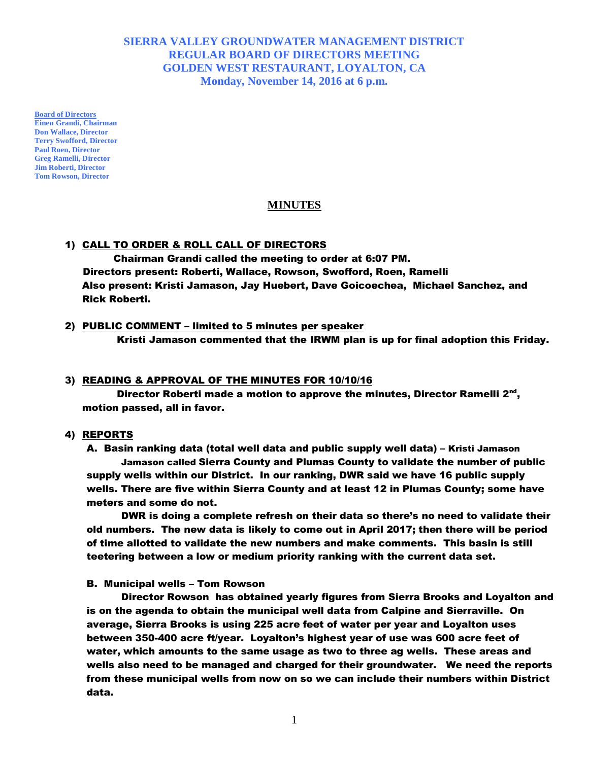# SIERRA VALLEY GROUNDWATER MANAGEMENT DISTRICT
# REGULAR BOARD OF DIRECTORS MEETING
# GOLDEN WEST RESTAURANT, LOYALTON, CA
# Monday, November 14, 2016 at 6 p.m.

**Board of Directors**
**Einen Grandi, Chairman**
**Don Wallace, Director**
**Terry Swofford, Director**
**Paul Roen, Director**
**Greg Ramelli, Director**
**Jim Roberti, Director**
**Tom Rowson, Director**

## MINUTES

1) **CALL TO ORDER & ROLL CALL OF DIRECTORS**

Chairman Grandi called the meeting to order at 6:07 PM.
Directors present: Roberti, Wallace, Rowson, Swofford, Roen, Ramelli
Also present: Kristi Jamason, Jay Huebert, Dave Goicoechea, Michael Sanchez, and Rick Roberti.

2) **PUBLIC COMMENT – limited to 5 minutes per speaker**

Kristi Jamason commented that the IRWM plan is up for final adoption this Friday.

3) **READING & APPROVAL OF THE MINUTES FOR 10/10/16**

Director Roberti made a motion to approve the minutes, Director Ramelli 2nd, motion passed, all in favor.

4) **REPORTS**

A. Basin ranking data (total well data and public supply well data) – Kristi Jamason

Jamason called Sierra County and Plumas County to validate the number of public supply wells within our District. In our ranking, DWR said we have 16 public supply wells. There are five within Sierra County and at least 12 in Plumas County; some have meters and some do not.

DWR is doing a complete refresh on their data so there's no need to validate their old numbers. The new data is likely to come out in April 2017; then there will be period of time allotted to validate the new numbers and make comments. This basin is still teetering between a low or medium priority ranking with the current data set.

B. Municipal wells – Tom Rowson

Director Rowson has obtained yearly figures from Sierra Brooks and Loyalton and is on the agenda to obtain the municipal well data from Calpine and Sierraville. On average, Sierra Brooks is using 225 acre feet of water per year and Loyalton uses between 350-400 acre ft/year. Loyalton's highest year of use was 600 acre feet of water, which amounts to the same usage as two to three ag wells. These areas and wells also need to be managed and charged for their groundwater. We need the reports from these municipal wells from now on so we can include their numbers within District data.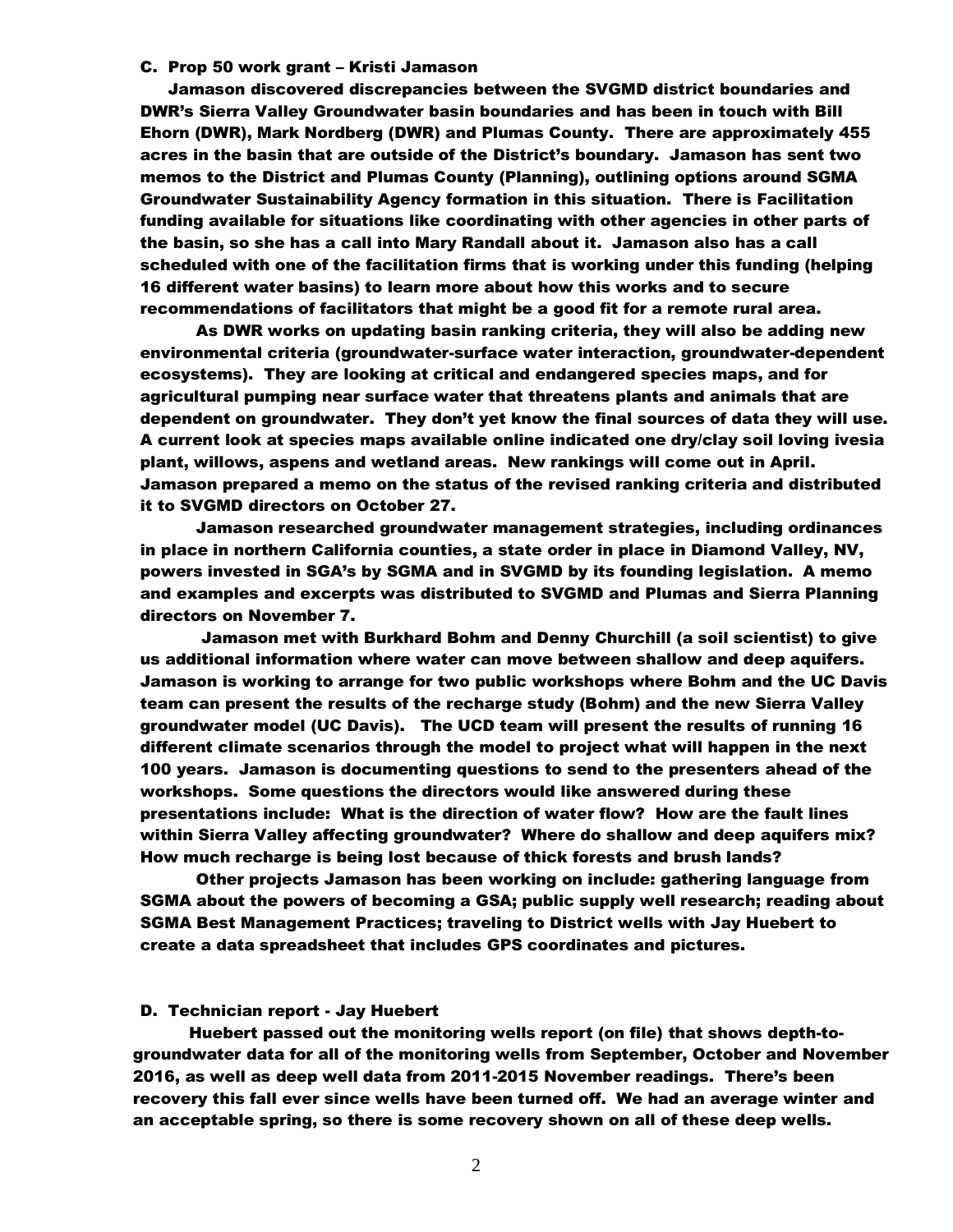### C. Prop 50 work grant – Kristi Jamason

Jamason discovered discrepancies between the SVGMD district boundaries and DWR's Sierra Valley Groundwater basin boundaries and has been in touch with Bill Ehorn (DWR), Mark Nordberg (DWR) and Plumas County. There are approximately 455 acres in the basin that are outside of the District's boundary. Jamason has sent two memos to the District and Plumas County (Planning), outlining options around SGMA Groundwater Sustainability Agency formation in this situation. There is Facilitation funding available for situations like coordinating with other agencies in other parts of the basin, so she has a call into Mary Randall about it. Jamason also has a call scheduled with one of the facilitation firms that is working under this funding (helping 16 different water basins) to learn more about how this works and to secure recommendations of facilitators that might be a good fit for a remote rural area.

As DWR works on updating basin ranking criteria, they will also be adding new environmental criteria (groundwater-surface water interaction, groundwater-dependent ecosystems). They are looking at critical and endangered species maps, and for agricultural pumping near surface water that threatens plants and animals that are dependent on groundwater. They don't yet know the final sources of data they will use. A current look at species maps available online indicated one dry/clay soil loving ivesia plant, willows, aspens and wetland areas. New rankings will come out in April. Jamason prepared a memo on the status of the revised ranking criteria and distributed it to SVGMD directors on October 27.

Jamason researched groundwater management strategies, including ordinances in place in northern California counties, a state order in place in Diamond Valley, NV, powers invested in SGA's by SGMA and in SVGMD by its founding legislation. A memo and examples and excerpts was distributed to SVGMD and Plumas and Sierra Planning directors on November 7.

Jamason met with Burkhard Bohm and Denny Churchill (a soil scientist) to give us additional information where water can move between shallow and deep aquifers. Jamason is working to arrange for two public workshops where Bohm and the UC Davis team can present the results of the recharge study (Bohm) and the new Sierra Valley groundwater model (UC Davis). The UCD team will present the results of running 16 different climate scenarios through the model to project what will happen in the next 100 years. Jamason is documenting questions to send to the presenters ahead of the workshops. Some questions the directors would like answered during these presentations include: What is the direction of water flow? How are the fault lines within Sierra Valley affecting groundwater? Where do shallow and deep aquifers mix? How much recharge is being lost because of thick forests and brush lands?

Other projects Jamason has been working on include: gathering language from SGMA about the powers of becoming a GSA; public supply well research; reading about SGMA Best Management Practices; traveling to District wells with Jay Huebert to create a data spreadsheet that includes GPS coordinates and pictures.

### D. Technician report - Jay Huebert

Huebert passed out the monitoring wells report (on file) that shows depth-to-groundwater data for all of the monitoring wells from September, October and November 2016, as well as deep well data from 2011-2015 November readings. There's been recovery this fall ever since wells have been turned off. We had an average winter and an acceptable spring, so there is some recovery shown on all of these deep wells.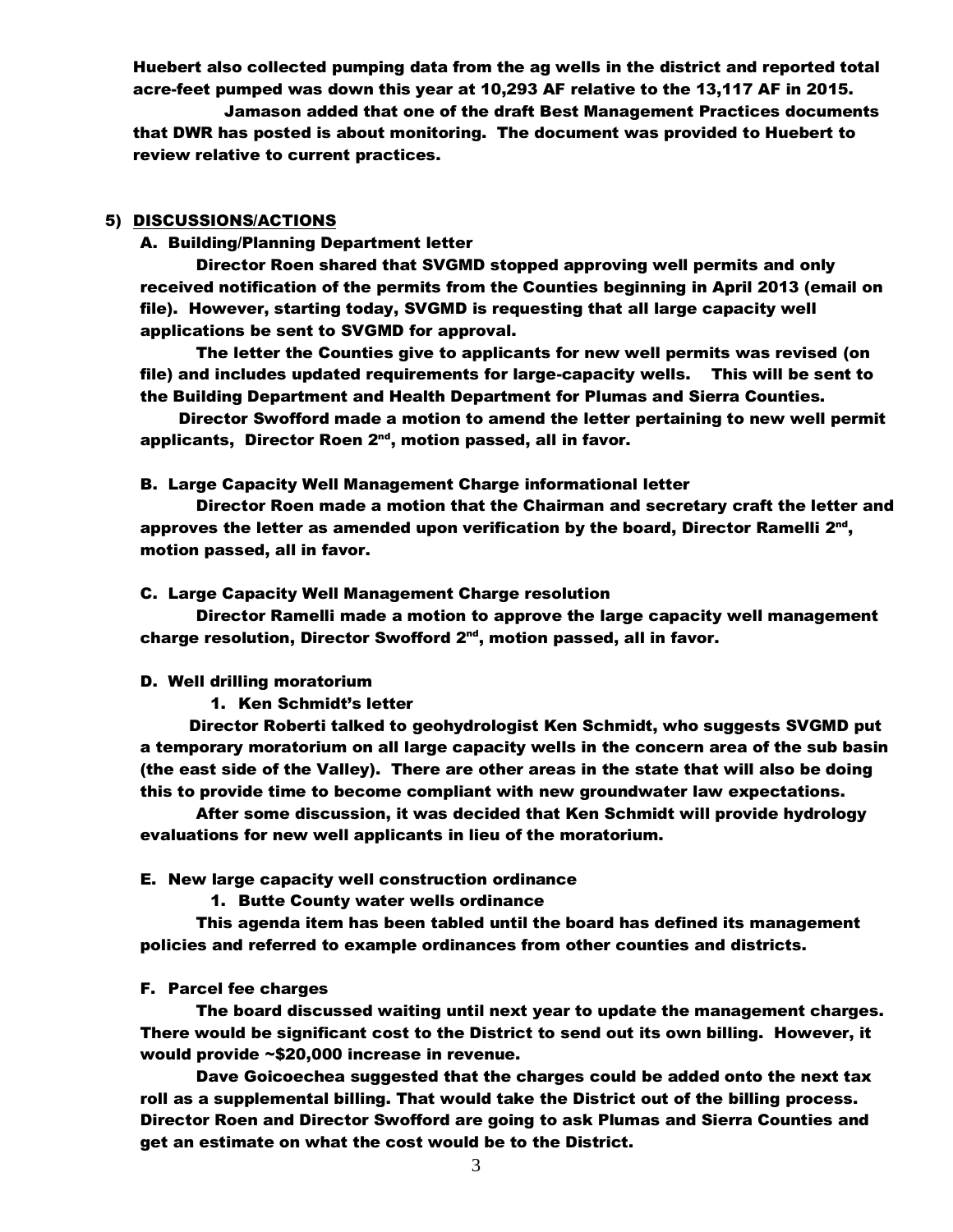**Huebert also collected pumping data from the ag wells in the district and reported total acre-feet pumped was down this year at 10,293 AF relative to the 13,117 AF in 2015.**

**Jamason added that one of the draft Best Management Practices documents that DWR has posted is about monitoring. The document was provided to Huebert to review relative to current practices.**

## 5) DISCUSSIONS/ACTIONS

### A. Building/Planning Department letter

**Director Roen shared that SVGMD stopped approving well permits and only received notification of the permits from the Counties beginning in April 2013 (email on file). However, starting today, SVGMD is requesting that all large capacity well applications be sent to SVGMD for approval.**

**The letter the Counties give to applicants for new well permits was revised (on file) and includes updated requirements for large-capacity wells. This will be sent to the Building Department and Health Department for Plumas and Sierra Counties.**

**Director Swofford made a motion to amend the letter pertaining to new well permit applicants, Director Roen 2nd, motion passed, all in favor.**

### B. Large Capacity Well Management Charge informational letter

**Director Roen made a motion that the Chairman and secretary craft the letter and approves the letter as amended upon verification by the board, Director Ramelli 2nd, motion passed, all in favor.**

### C. Large Capacity Well Management Charge resolution

**Director Ramelli made a motion to approve the large capacity well management charge resolution, Director Swofford 2nd, motion passed, all in favor.**

### D. Well drilling moratorium

**1. Ken Schmidt's letter**

**Director Roberti talked to geohydrologist Ken Schmidt, who suggests SVGMD put a temporary moratorium on all large capacity wells in the concern area of the sub basin (the east side of the Valley). There are other areas in the state that will also be doing this to provide time to become compliant with new groundwater law expectations.**

**After some discussion, it was decided that Ken Schmidt will provide hydrology evaluations for new well applicants in lieu of the moratorium.**

### E. New large capacity well construction ordinance

**1. Butte County water wells ordinance**

**This agenda item has been tabled until the board has defined its management policies and referred to example ordinances from other counties and districts.**

### F. Parcel fee charges

**The board discussed waiting until next year to update the management charges. There would be significant cost to the District to send out its own billing. However, it would provide ~$20,000 increase in revenue.**

**Dave Goicoechea suggested that the charges could be added onto the next tax roll as a supplemental billing. That would take the District out of the billing process. Director Roen and Director Swofford are going to ask Plumas and Sierra Counties and get an estimate on what the cost would be to the District.**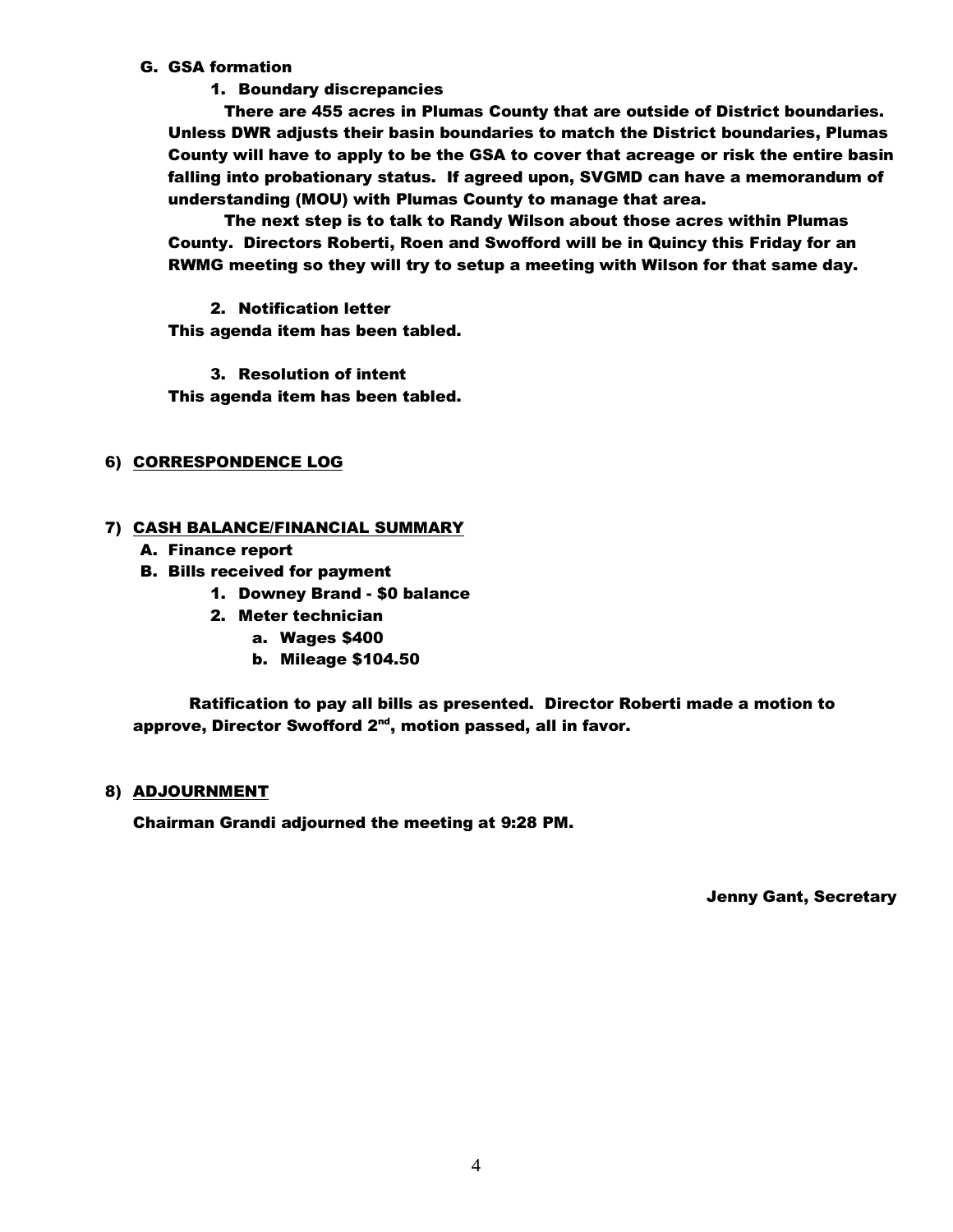G. **GSA formation**

1. **Boundary discrepancies**

**There are 455 acres in Plumas County that are outside of District boundaries. Unless DWR adjusts their basin boundaries to match the District boundaries, Plumas County will have to apply to be the GSA to cover that acreage or risk the entire basin falling into probationary status. If agreed upon, SVGMD can have a memorandum of understanding (MOU) with Plumas County to manage that area.**

**The next step is to talk to Randy Wilson about those acres within Plumas County. Directors Roberti, Roen and Swofford will be in Quincy this Friday for an RWMG meeting so they will try to setup a meeting with Wilson for that same day.**

2. **Notification letter**

**This agenda item has been tabled.**

3. **Resolution of intent**

**This agenda item has been tabled.**

## 6) CORRESPONDENCE LOG

## 7) CASH BALANCE/FINANCIAL SUMMARY

A. **Finance report**

B. **Bills received for payment**

1. **Downey Brand - $0 balance**
2. **Meter technician**
   a. **Wages $400**
   b. **Mileage $104.50**

**Ratification to pay all bills as presented. Director Roberti made a motion to approve, Director Swofford 2nd, motion passed, all in favor.**

## 8) ADJOURNMENT

**Chairman Grandi adjourned the meeting at 9:28 PM.**

**Jenny Gant, Secretary**